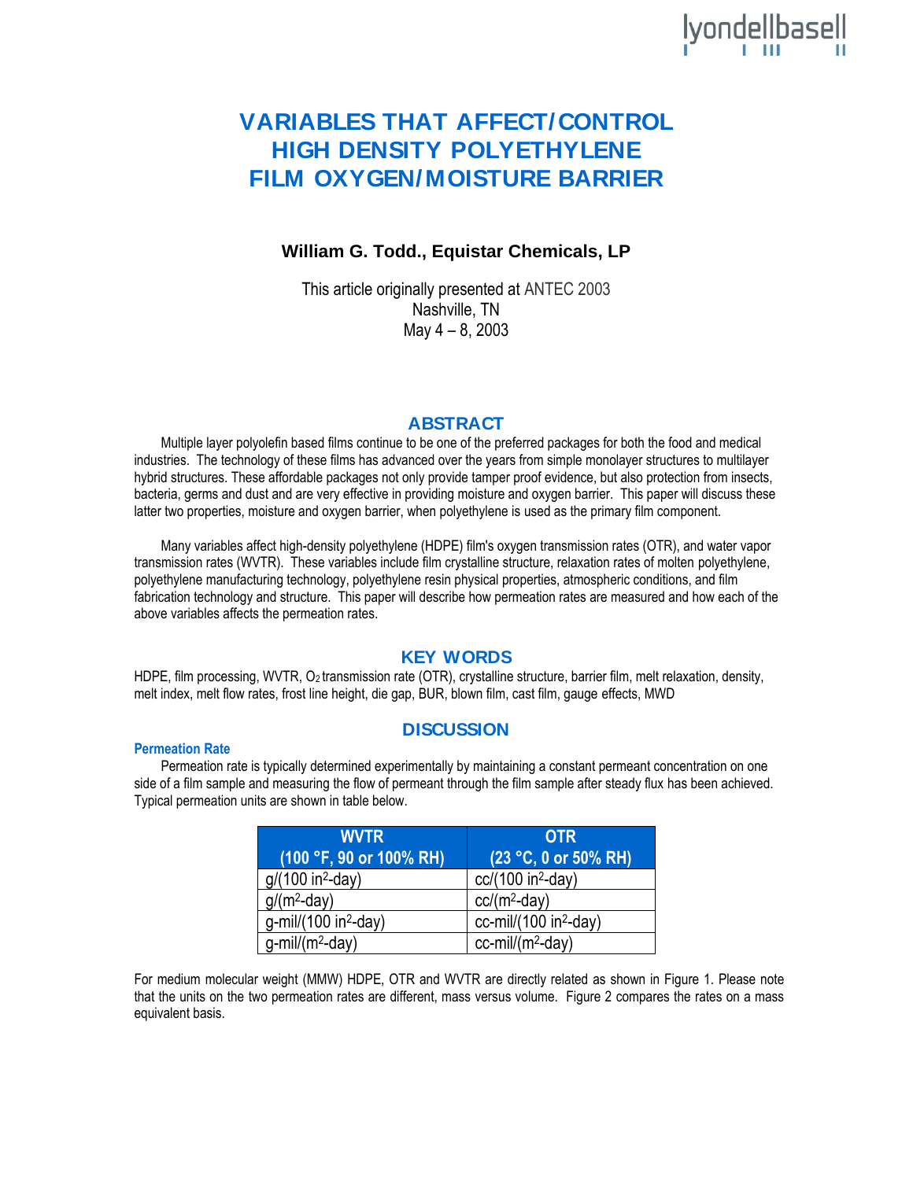# VARIABLES THAT AFFECT/CONTROL HIGH DENSITY POLYETHYLENE FILM OXYGEN/MOISTURE BARRIER

**William G. Todd., Equistar Chemicals, LP**

This article originally presented at ANTEC 2003
Nashville, TN
May 4 – 8, 2003

## ABSTRACT

Multiple layer polyolefin based films continue to be one of the preferred packages for both the food and medical industries. The technology of these films has advanced over the years from simple monolayer structures to multilayer hybrid structures. These affordable packages not only provide tamper proof evidence, but also protection from insects, bacteria, germs and dust and are very effective in providing moisture and oxygen barrier. This paper will discuss these latter two properties, moisture and oxygen barrier, when polyethylene is used as the primary film component.

Many variables affect high-density polyethylene (HDPE) film's oxygen transmission rates (OTR), and water vapor transmission rates (WVTR). These variables include film crystalline structure, relaxation rates of molten polyethylene, polyethylene manufacturing technology, polyethylene resin physical properties, atmospheric conditions, and film fabrication technology and structure. This paper will describe how permeation rates are measured and how each of the above variables affects the permeation rates.

## KEY WORDS

HDPE, film processing, WVTR, $O_2$ transmission rate (OTR), crystalline structure, barrier film, melt relaxation, density, melt index, melt flow rates, frost line height, die gap, BUR, blown film, cast film, gauge effects, MWD

## DISCUSSION

### Permeation Rate

Permeation rate is typically determined experimentally by maintaining a constant permeant concentration on one side of a film sample and measuring the flow of permeant through the film sample after steady flux has been achieved. Typical permeation units are shown in table below.

| WVTR (100 °F, 90 or 100% RH) | OTR (23 °C, 0 or 50% RH) |
|---|---|
| g/(100 in$^2$-day) | cc/(100 in$^2$-day) |
| g/(m$^2$-day) | cc/(m$^2$-day) |
| g-mil/(100 in$^2$-day) | cc-mil/(100 in$^2$-day) |
| g-mil/(m$^2$-day) | cc-mil/(m$^2$-day) |

For medium molecular weight (MMW) HDPE, OTR and WVTR are directly related as shown in Figure 1. Please note that the units on the two permeation rates are different, mass versus volume. Figure 2 compares the rates on a mass equivalent basis.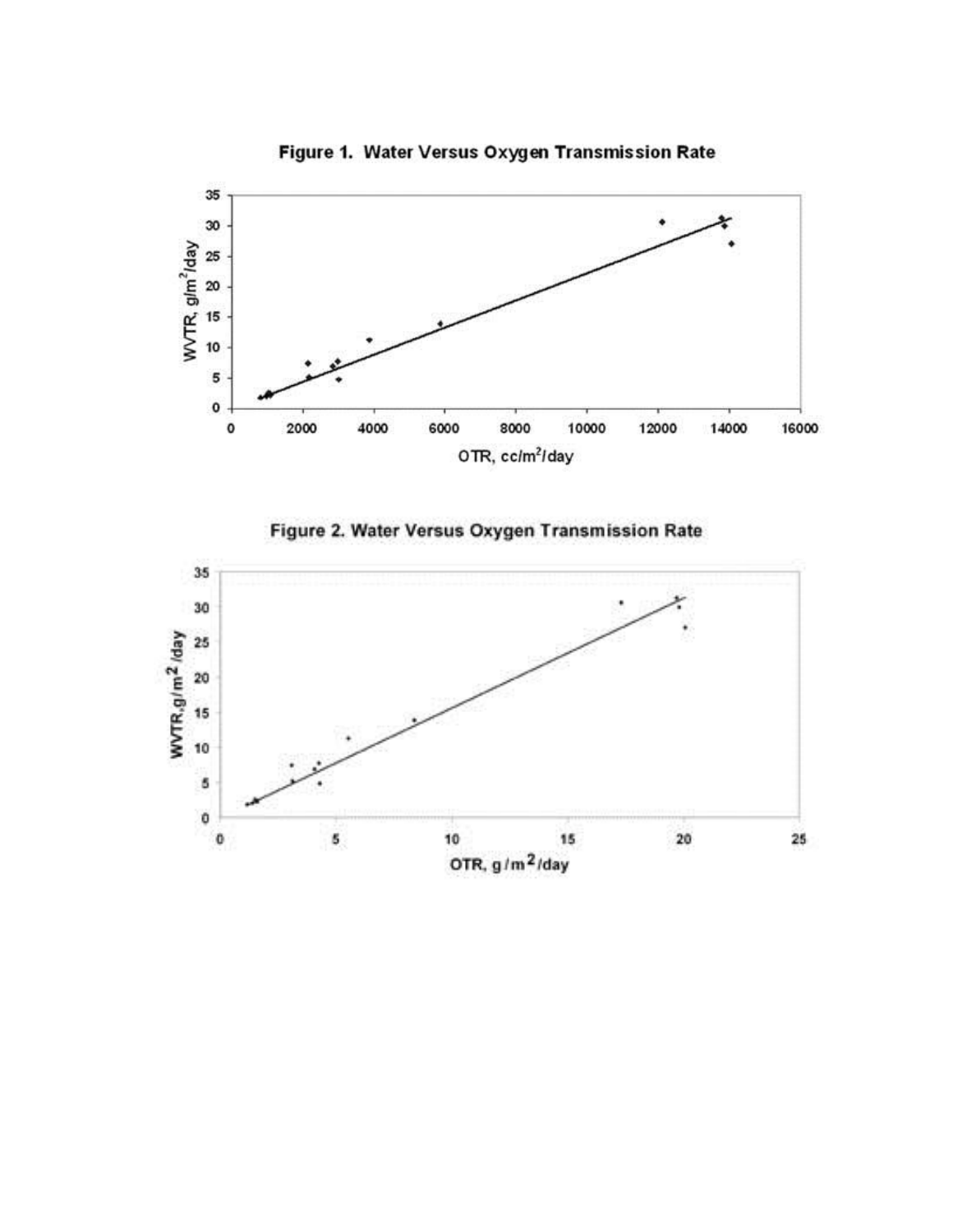**Figure 1. Water Versus Oxygen Transmission Rate**

**Figure 2. Water Versus Oxygen Transmission Rate**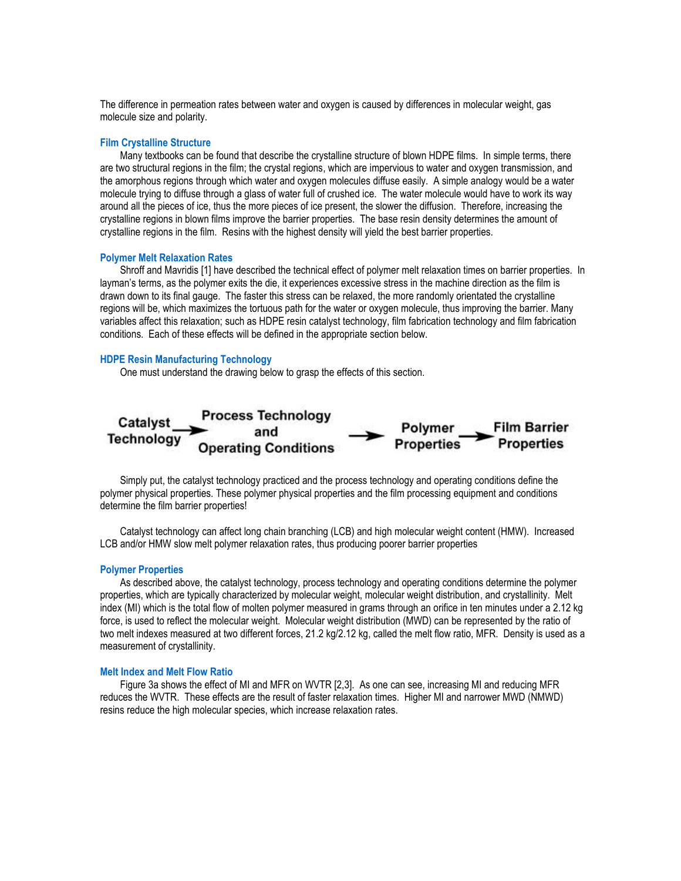The difference in permeation rates between water and oxygen is caused by differences in molecular weight, gas molecule size and polarity.

### Film Crystalline Structure

Many textbooks can be found that describe the crystalline structure of blown HDPE films. In simple terms, there are two structural regions in the film; the crystal regions, which are impervious to water and oxygen transmission, and the amorphous regions through which water and oxygen molecules diffuse easily. A simple analogy would be a water molecule trying to diffuse through a glass of water full of crushed ice. The water molecule would have to work its way around all the pieces of ice, thus the more pieces of ice present, the slower the diffusion. Therefore, increasing the crystalline regions in blown films improve the barrier properties. The base resin density determines the amount of crystalline regions in the film. Resins with the highest density will yield the best barrier properties.

### Polymer Melt Relaxation Rates

Shroff and Mavridis [1] have described the technical effect of polymer melt relaxation times on barrier properties. In layman's terms, as the polymer exits the die, it experiences excessive stress in the machine direction as the film is drawn down to its final gauge. The faster this stress can be relaxed, the more randomly orientated the crystalline regions will be, which maximizes the tortuous path for the water or oxygen molecule, thus improving the barrier. Many variables affect this relaxation; such as HDPE resin catalyst technology, film fabrication technology and film fabrication conditions. Each of these effects will be defined in the appropriate section below.

### HDPE Resin Manufacturing Technology

One must understand the drawing below to grasp the effects of this section.

Catalyst Technology → Process Technology and Operating Conditions → Polymer Properties → Film Barrier Properties

Simply put, the catalyst technology practiced and the process technology and operating conditions define the polymer physical properties. These polymer physical properties and the film processing equipment and conditions determine the film barrier properties!

Catalyst technology can affect long chain branching (LCB) and high molecular weight content (HMW). Increased LCB and/or HMW slow melt polymer relaxation rates, thus producing poorer barrier properties

### Polymer Properties

As described above, the catalyst technology, process technology and operating conditions determine the polymer properties, which are typically characterized by molecular weight, molecular weight distribution, and crystallinity. Melt index (MI) which is the total flow of molten polymer measured in grams through an orifice in ten minutes under a 2.12 kg force, is used to reflect the molecular weight. Molecular weight distribution (MWD) can be represented by the ratio of two melt indexes measured at two different forces, 21.2 kg/2.12 kg, called the melt flow ratio, MFR. Density is used as a measurement of crystallinity.

### Melt Index and Melt Flow Ratio

Figure 3a shows the effect of MI and MFR on WVTR [2,3]. As one can see, increasing MI and reducing MFR reduces the WVTR. These effects are the result of faster relaxation times. Higher MI and narrower MWD (NMWD) resins reduce the high molecular species, which increase relaxation rates.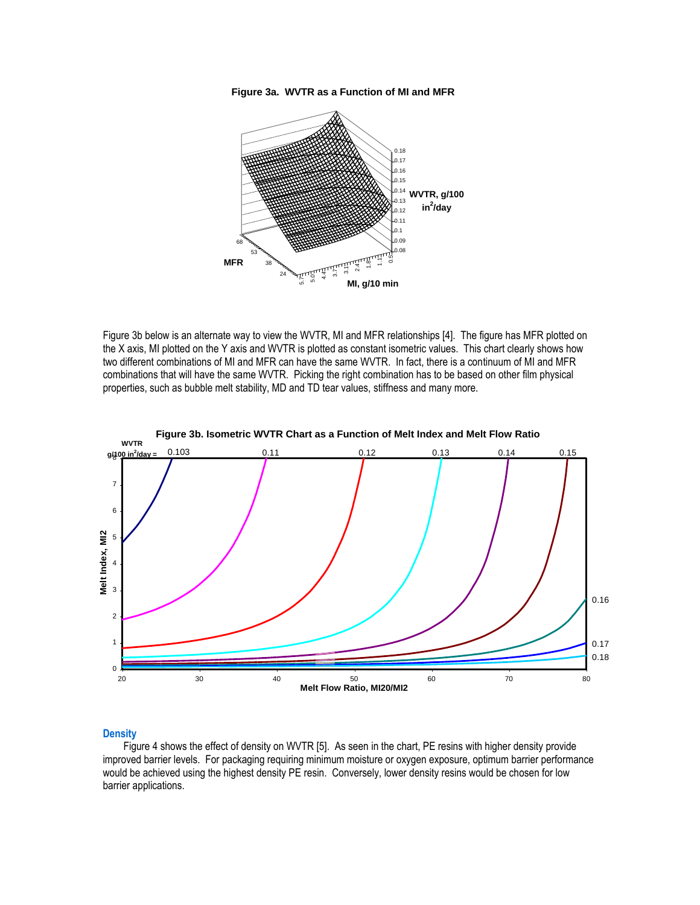**Figure 3a. WVTR as a Function of MI and MFR**

Figure 3b below is an alternate way to view the WVTR, MI and MFR relationships [4]. The figure has MFR plotted on the X axis, MI plotted on the Y axis and WVTR is plotted as constant isometric values. This chart clearly shows how two different combinations of MI and MFR can have the same WVTR. In fact, there is a continuum of MI and MFR combinations that will have the same WVTR. Picking the right combination has to be based on other film physical properties, such as bubble melt stability, MD and TD tear values, stiffness and many more.

**Figure 3b. Isometric WVTR Chart as a Function of Melt Index and Melt Flow Ratio**

## Density

Figure 4 shows the effect of density on WVTR [5]. As seen in the chart, PE resins with higher density provide improved barrier levels. For packaging requiring minimum moisture or oxygen exposure, optimum barrier performance would be achieved using the highest density PE resin. Conversely, lower density resins would be chosen for low barrier applications.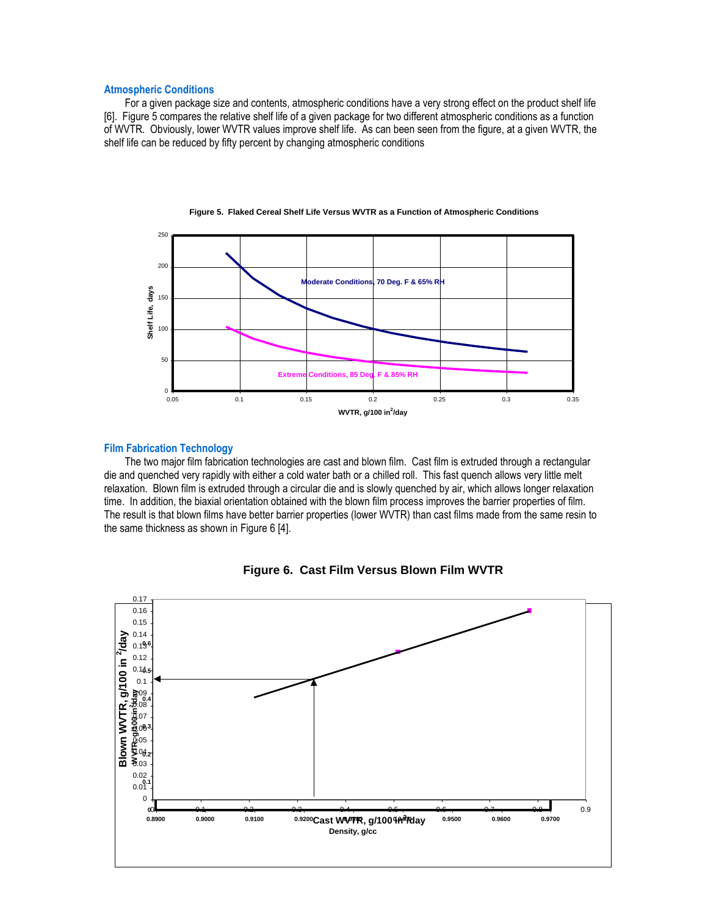### Atmospheric Conditions

For a given package size and contents, atmospheric conditions have a very strong effect on the product shelf life [6]. Figure 5 compares the relative shelf life of a given package for two different atmospheric conditions as a function of WVTR. Obviously, lower WVTR values improve shelf life. As can been seen from the figure, at a given WVTR, the shelf life can be reduced by fifty percent by changing atmospheric conditions

**Figure 5. Flaked Cereal Shelf Life Versus WVTR as a Function of Atmospheric Conditions**

### Film Fabrication Technology

The two major film fabrication technologies are cast and blown film. Cast film is extruded through a rectangular die and quenched very rapidly with either a cold water bath or a chilled roll. This fast quench allows very little melt relaxation. Blown film is extruded through a circular die and is slowly quenched by air, which allows longer relaxation time. In addition, the biaxial orientation obtained with the blown film process improves the barrier properties of film. The result is that blown films have better barrier properties (lower WVTR) than cast films made from the same resin to the same thickness as shown in Figure 6 [4].

**Figure 6. Cast Film Versus Blown Film WVTR**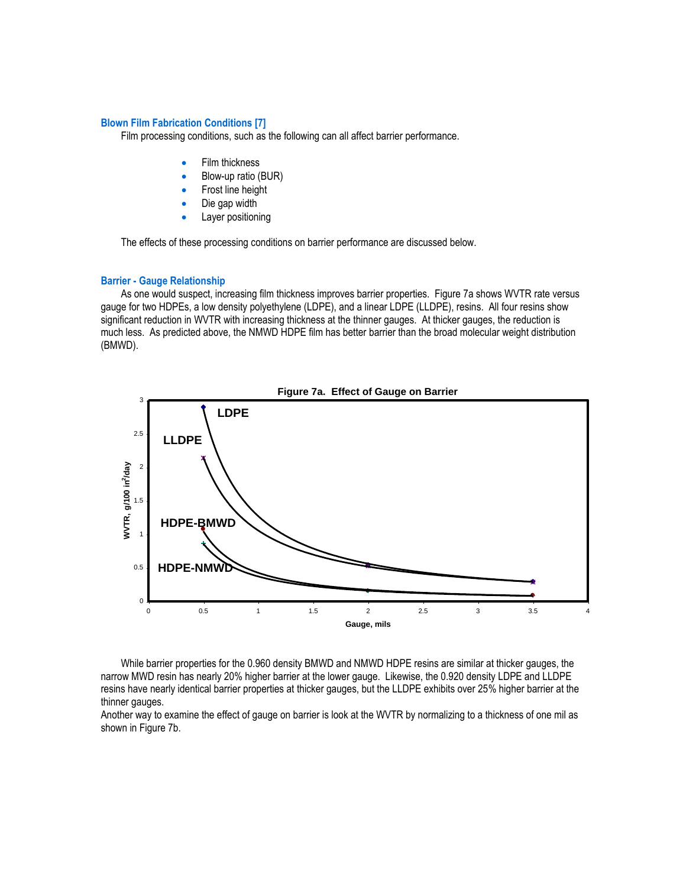### Blown Film Fabrication Conditions [7]

Film processing conditions, such as the following can all affect barrier performance.

- Film thickness
- Blow-up ratio (BUR)
- Frost line height
- Die gap width
- Layer positioning

The effects of these processing conditions on barrier performance are discussed below.

### Barrier - Gauge Relationship

As one would suspect, increasing film thickness improves barrier properties. Figure 7a shows WVTR rate versus gauge for two HDPEs, a low density polyethylene (LDPE), and a linear LDPE (LLDPE), resins. All four resins show significant reduction in WVTR with increasing thickness at the thinner gauges. At thicker gauges, the reduction is much less. As predicted above, the NMWD HDPE film has better barrier than the broad molecular weight distribution (BMWD).

**Figure 7a. Effect of Gauge on Barrier**

While barrier properties for the 0.960 density BMWD and NMWD HDPE resins are similar at thicker gauges, the narrow MWD resin has nearly 20% higher barrier at the lower gauge. Likewise, the 0.920 density LDPE and LLDPE resins have nearly identical barrier properties at thicker gauges, but the LLDPE exhibits over 25% higher barrier at the thinner gauges.

Another way to examine the effect of gauge on barrier is look at the WVTR by normalizing to a thickness of one mil as shown in Figure 7b.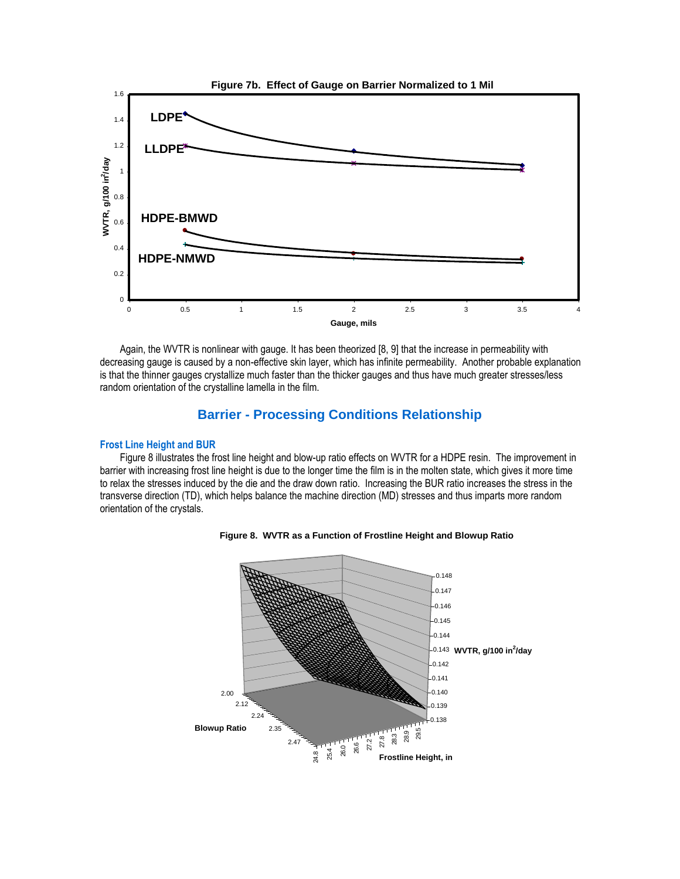**Figure 7b. Effect of Gauge on Barrier Normalized to 1 Mil**

Again, the WVTR is nonlinear with gauge. It has been theorized [8, 9] that the increase in permeability with decreasing gauge is caused by a non-effective skin layer, which has infinite permeability. Another probable explanation is that the thinner gauges crystallize much faster than the thicker gauges and thus have much greater stresses/less random orientation of the crystalline lamella in the film.

## Barrier - Processing Conditions Relationship

### Frost Line Height and BUR

Figure 8 illustrates the frost line height and blow-up ratio effects on WVTR for a HDPE resin. The improvement in barrier with increasing frost line height is due to the longer time the film is in the molten state, which gives it more time to relax the stresses induced by the die and the draw down ratio. Increasing the BUR ratio increases the stress in the transverse direction (TD), which helps balance the machine direction (MD) stresses and thus imparts more random orientation of the crystals.

**Figure 8. WVTR as a Function of Frostline Height and Blowup Ratio**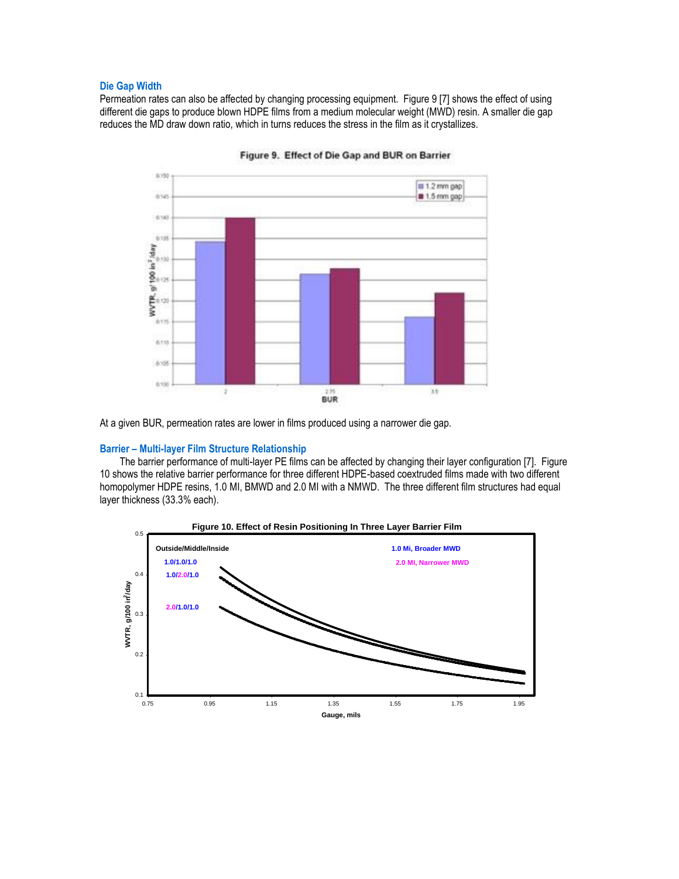### Die Gap Width

Permeation rates can also be affected by changing processing equipment. Figure 9 [7] shows the effect of using different die gaps to produce blown HDPE films from a medium molecular weight (MWD) resin. A smaller die gap reduces the MD draw down ratio, which in turns reduces the stress in the film as it crystallizes.

**Figure 9. Effect of Die Gap and BUR on Barrier**

At a given BUR, permeation rates are lower in films produced using a narrower die gap.

### Barrier – Multi-layer Film Structure Relationship

The barrier performance of multi-layer PE films can be affected by changing their layer configuration [7]. Figure 10 shows the relative barrier performance for three different HDPE-based coextruded films made with two different homopolymer HDPE resins, 1.0 MI, BMWD and 2.0 MI with a NMWD. The three different film structures had equal layer thickness (33.3% each).

**Figure 10. Effect of Resin Positioning In Three Layer Barrier Film**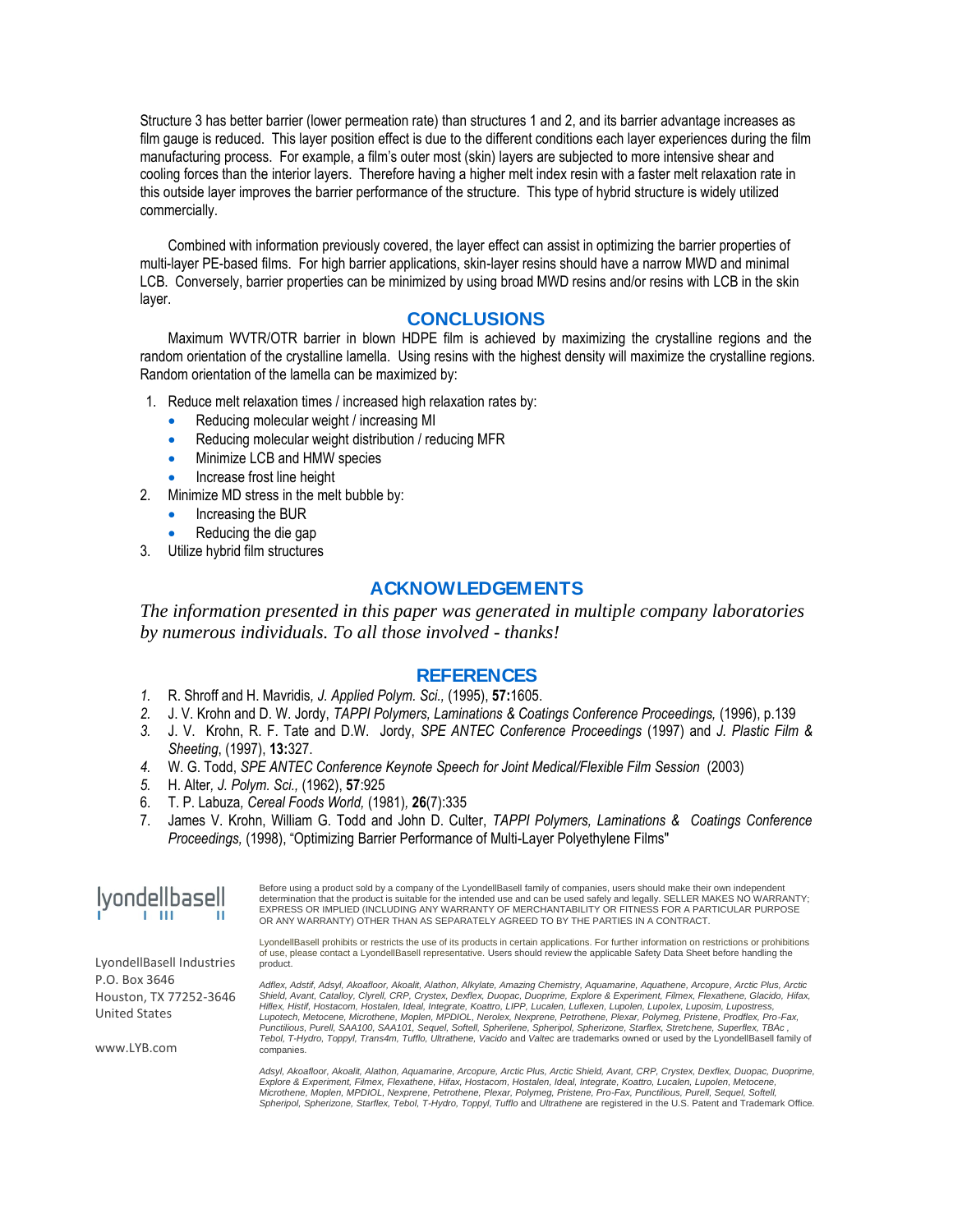Structure 3 has better barrier (lower permeation rate) than structures 1 and 2, and its barrier advantage increases as film gauge is reduced. This layer position effect is due to the different conditions each layer experiences during the film manufacturing process. For example, a film's outer most (skin) layers are subjected to more intensive shear and cooling forces than the interior layers. Therefore having a higher melt index resin with a faster melt relaxation rate in this outside layer improves the barrier performance of the structure. This type of hybrid structure is widely utilized commercially.

Combined with information previously covered, the layer effect can assist in optimizing the barrier properties of multi-layer PE-based films. For high barrier applications, skin-layer resins should have a narrow MWD and minimal LCB. Conversely, barrier properties can be minimized by using broad MWD resins and/or resins with LCB in the skin layer.

## CONCLUSIONS

Maximum WVTR/OTR barrier in blown HDPE film is achieved by maximizing the crystalline regions and the random orientation of the crystalline lamella. Using resins with the highest density will maximize the crystalline regions. Random orientation of the lamella can be maximized by:

1. Reduce melt relaxation times / increased high relaxation rates by:
   - Reducing molecular weight / increasing MI
   - Reducing molecular weight distribution / reducing MFR
   - Minimize LCB and HMW species
   - Increase frost line height
2. Minimize MD stress in the melt bubble by:
   - Increasing the BUR
   - Reducing the die gap
3. Utilize hybrid film structures

## ACKNOWLEDGEMENTS

*The information presented in this paper was generated in multiple company laboratories by numerous individuals. To all those involved - thanks!*

## REFERENCES

1. R. Shroff and H. Mavridis, *J. Applied Polym. Sci.,* (1995), **57:**1605.
2. J. V. Krohn and D. W. Jordy, *TAPPI Polymers, Laminations & Coatings Conference Proceedings,* (1996), p.139
3. J. V. Krohn, R. F. Tate and D.W. Jordy, *SPE ANTEC Conference Proceedings* (1997) and *J. Plastic Film & Sheeting*, (1997), **13:**327.
4. W. G. Todd, *SPE ANTEC Conference Keynote Speech for Joint Medical/Flexible Film Session* (2003)
5. H. Alter, *J. Polym. Sci.,* (1962), **57**:925
6. T. P. Labuza, *Cereal Foods World,* (1981), **26**(7):335
7. James V. Krohn, William G. Todd and John D. Culter, *TAPPI Polymers, Laminations & Coatings Conference Proceedings,* (1998), "Optimizing Barrier Performance of Multi-Layer Polyethylene Films"

lyondellbasell

LyondellBasell Industries
P.O. Box 3646
Houston, TX 77252-3646
United States

www.LYB.com

Before using a product sold by a company of the LyondellBasell family of companies, users should make their own independent determination that the product is suitable for the intended use and can be used safely and legally. SELLER MAKES NO WARRANTY; EXPRESS OR IMPLIED (INCLUDING ANY WARRANTY OF MERCHANTABILITY OR FITNESS FOR A PARTICULAR PURPOSE OR ANY WARRANTY) OTHER THAN AS SEPARATELY AGREED TO BY THE PARTIES IN A CONTRACT.

LyondellBasell prohibits or restricts the use of its products in certain applications. For further information on restrictions or prohibitions of use, please contact a LyondellBasell representative. Users should review the applicable Safety Data Sheet before handling the product.

*Adflex, Adstif, Adsyl, Akoafloor, Akoalit, Alathon, Alkylate, Amazing Chemistry, Aquamarine, Aquathene, Arcopure, Arctic Plus, Arctic Shield, Avant, Catalloy, Clyrell, CRP, Crystex, Dexflex, Duopac, Duoprime, Explore & Experiment, Filmex, Flexathene, Glacido, Hifax, Hiflex, Histif, Hostacom, Hostalen, Ideal, Integrate, Koattro, LIPP, Lucalen, Luflexen, Lupolen, Lupolex, Luposim, Lupostress, Lupotech, Metocene, Microthene, Moplen, MPDIOL, Nerolex, Nexprene, Petrothene, Plexar, Polymeg, Pristene, Prodflex, Pro-Fax, Punctilious, Purell, SAA100, SAA101, Sequel, Softell, Spherilene, Spheripol, Spherizone, Starflex, Stretchene, Superflex, TBAc, Tebol, T-Hydro, Toppyl, Trans4m, Tufflo, Ultrathene, Vacido* and *Valtec* are trademarks owned or used by the LyondellBasell family of companies.

*Adsyl, Akoafloor, Akoalit, Alathon, Aquamarine, Arcopure, Arctic Plus, Arctic Shield, Avant, CRP, Crystex, Dexflex, Duopac, Duoprime, Explore & Experiment, Filmex, Flexathene, Hifax, Hostacom, Hostalen, Ideal, Integrate, Koattro, Lucalen, Lupolen, Metocene, Microthene, Moplen, MPDIOL, Nexprene, Petrothene, Plexar, Polymeg, Pristene, Pro-Fax, Punctilious, Purell, Sequel, Softell, Spheripol, Spherizone, Starflex, Tebol, T-Hydro, Toppyl, Tufflo* and *Ultrathene* are registered in the U.S. Patent and Trademark Office.